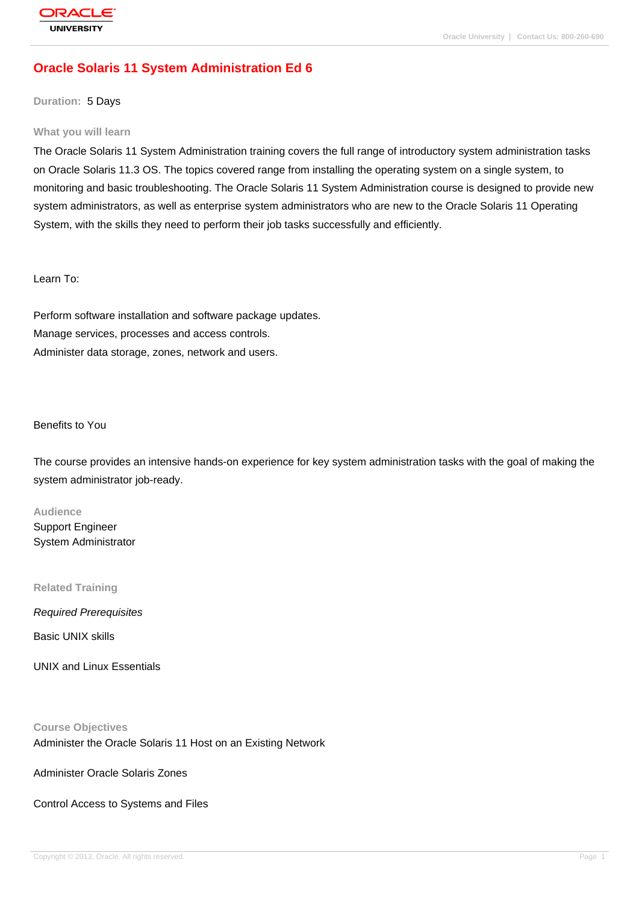# Oracle Solaris 11 System Administration Ed 6

**Duration:** 5 Days

## What you will learn

The Oracle Solaris 11 System Administration training covers the full range of introductory system administration tasks on Oracle Solaris 11.3 OS. The topics covered range from installing the operating system on a single system, to monitoring and basic troubleshooting. The Oracle Solaris 11 System Administration course is designed to provide new system administrators, as well as enterprise system administrators who are new to the Oracle Solaris 11 Operating System, with the skills they need to perform their job tasks successfully and efficiently.

Learn To:

Perform software installation and software package updates.
Manage services, processes and access controls.
Administer data storage, zones, network and users.

Benefits to You

The course provides an intensive hands-on experience for key system administration tasks with the goal of making the system administrator job-ready.

## Audience

Support Engineer
System Administrator

## Related Training

*Required Prerequisites*

Basic UNIX skills

UNIX and Linux Essentials

## Course Objectives

Administer the Oracle Solaris 11 Host on an Existing Network

Administer Oracle Solaris Zones

Control Access to Systems and Files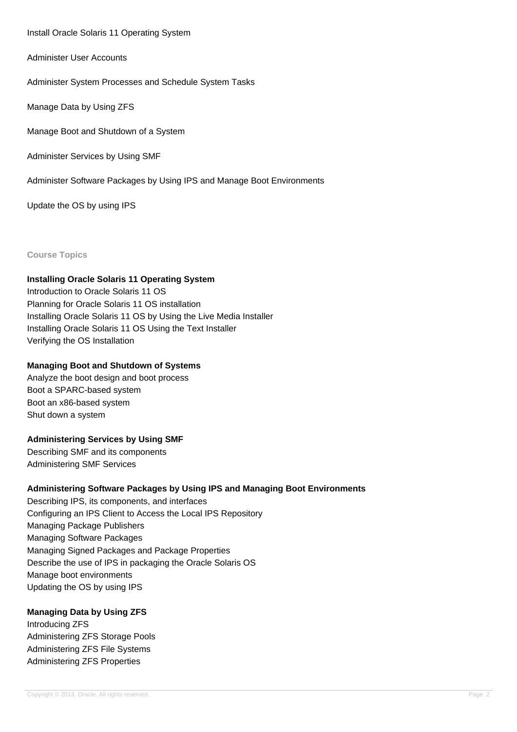Install Oracle Solaris 11 Operating System

Administer User Accounts

Administer System Processes and Schedule System Tasks

Manage Data by Using ZFS

Manage Boot and Shutdown of a System

Administer Services by Using SMF

Administer Software Packages by Using IPS and Manage Boot Environments

Update the OS by using IPS

## Course Topics

### Installing Oracle Solaris 11 Operating System

Introduction to Oracle Solaris 11 OS
Planning for Oracle Solaris 11 OS installation
Installing Oracle Solaris 11 OS by Using the Live Media Installer
Installing Oracle Solaris 11 OS Using the Text Installer
Verifying the OS Installation

### Managing Boot and Shutdown of Systems

Analyze the boot design and boot process
Boot a SPARC-based system
Boot an x86-based system
Shut down a system

### Administering Services by Using SMF

Describing SMF and its components
Administering SMF Services

### Administering Software Packages by Using IPS and Managing Boot Environments

Describing IPS, its components, and interfaces
Configuring an IPS Client to Access the Local IPS Repository
Managing Package Publishers
Managing Software Packages
Managing Signed Packages and Package Properties
Describe the use of IPS in packaging the Oracle Solaris OS
Manage boot environments
Updating the OS by using IPS

### Managing Data by Using ZFS

Introducing ZFS
Administering ZFS Storage Pools
Administering ZFS File Systems
Administering ZFS Properties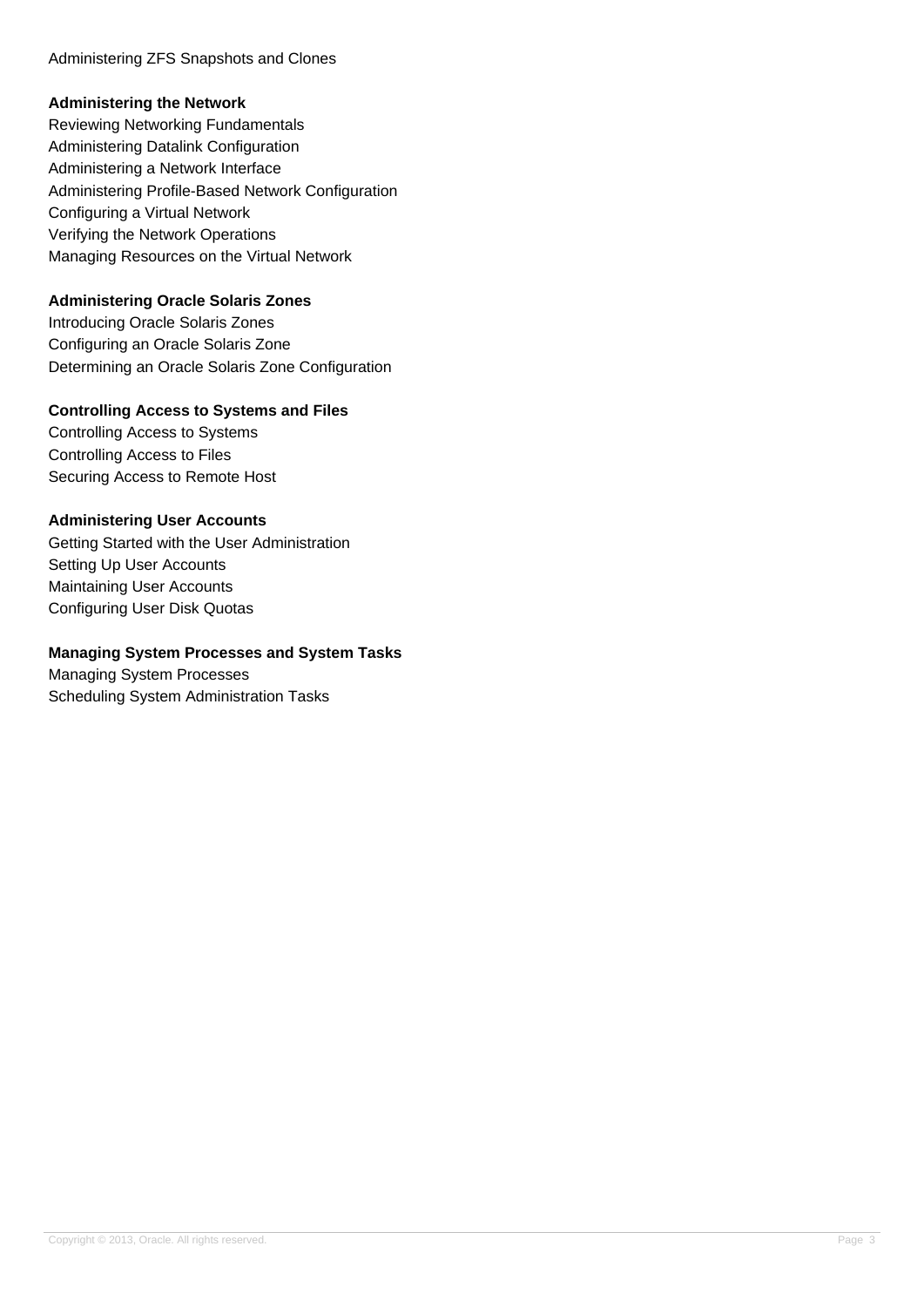Administering ZFS Snapshots and Clones

**Administering the Network**

Reviewing Networking Fundamentals
Administering Datalink Configuration
Administering a Network Interface
Administering Profile-Based Network Configuration
Configuring a Virtual Network
Verifying the Network Operations
Managing Resources on the Virtual Network

**Administering Oracle Solaris Zones**

Introducing Oracle Solaris Zones
Configuring an Oracle Solaris Zone
Determining an Oracle Solaris Zone Configuration

**Controlling Access to Systems and Files**

Controlling Access to Systems
Controlling Access to Files
Securing Access to Remote Host

**Administering User Accounts**

Getting Started with the User Administration
Setting Up User Accounts
Maintaining User Accounts
Configuring User Disk Quotas

**Managing System Processes and System Tasks**

Managing System Processes
Scheduling System Administration Tasks